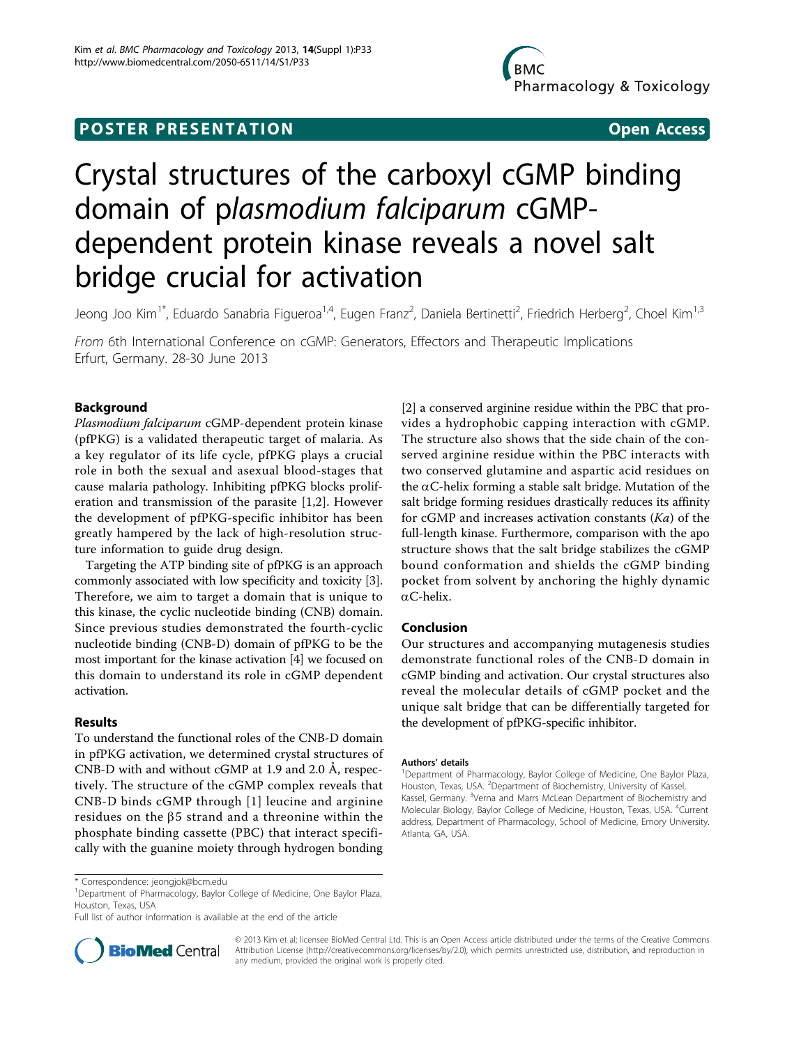POSTER PRESENTATION **Open Access**

# Crystal structures of the carboxyl cGMP binding domain of plasmodium falciparum cGMP-dependent protein kinase reveals a novel salt bridge crucial for activation

Jeong Joo Kim[1*], Eduardo Sanabria Figueroa[1,4], Eugen Franz[2], Daniela Bertinetti[2], Friedrich Herberg[2], Choel Kim[1,3]

*From* 6th International Conference on cGMP: Generators, Effectors and Therapeutic Implications
Erfurt, Germany. 28-30 June 2013

## Background

*Plasmodium falciparum* cGMP-dependent protein kinase (pfPKG) is a validated therapeutic target of malaria. As a key regulator of its life cycle, pfPKG plays a crucial role in both the sexual and asexual blood-stages that cause malaria pathology. Inhibiting pfPKG blocks proliferation and transmission of the parasite [1,2]. However the development of pfPKG-specific inhibitor has been greatly hampered by the lack of high-resolution structure information to guide drug design.

Targeting the ATP binding site of pfPKG is an approach commonly associated with low specificity and toxicity [3]. Therefore, we aim to target a domain that is unique to this kinase, the cyclic nucleotide binding (CNB) domain. Since previous studies demonstrated the fourth-cyclic nucleotide binding (CNB-D) domain of pfPKG to be the most important for the kinase activation [4] we focused on this domain to understand its role in cGMP dependent activation.

## Results

To understand the functional roles of the CNB-D domain in pfPKG activation, we determined crystal structures of CNB-D with and without cGMP at 1.9 and 2.0 Å, respectively. The structure of the cGMP complex reveals that CNB-D binds cGMP through [1] leucine and arginine residues on the β5 strand and a threonine within the phosphate binding cassette (PBC) that interact specifically with the guanine moiety through hydrogen bonding [2] a conserved arginine residue within the PBC that provides a hydrophobic capping interaction with cGMP. The structure also shows that the side chain of the conserved arginine residue within the PBC interacts with two conserved glutamine and aspartic acid residues on the αC-helix forming a stable salt bridge. Mutation of the salt bridge forming residues drastically reduces its affinity for cGMP and increases activation constants (*Ka*) of the full-length kinase. Furthermore, comparison with the apo structure shows that the salt bridge stabilizes the cGMP bound conformation and shields the cGMP binding pocket from solvent by anchoring the highly dynamic αC-helix.

## Conclusion

Our structures and accompanying mutagenesis studies demonstrate functional roles of the CNB-D domain in cGMP binding and activation. Our crystal structures also reveal the molecular details of cGMP pocket and the unique salt bridge that can be differentially targeted for the development of pfPKG-specific inhibitor.

#### Authors' details

[1]Department of Pharmacology, Baylor College of Medicine, One Baylor Plaza, Houston, Texas, USA. [2]Department of Biochemistry, University of Kassel, Kassel, Germany. [3]Verna and Marrs McLean Department of Biochemistry and Molecular Biology, Baylor College of Medicine, Houston, Texas, USA. [4]Current address, Department of Pharmacology, School of Medicine, Emory University. Atlanta, GA, USA.

\* Correspondence: jeongjok@bcm.edu
[1]Department of Pharmacology, Baylor College of Medicine, One Baylor Plaza, Houston, Texas, USA
Full list of author information is available at the end of the article

© 2013 Kim et al; licensee BioMed Central Ltd. This is an Open Access article distributed under the terms of the Creative Commons Attribution License (http://creativecommons.org/licenses/by/2.0), which permits unrestricted use, distribution, and reproduction in any medium, provided the original work is properly cited.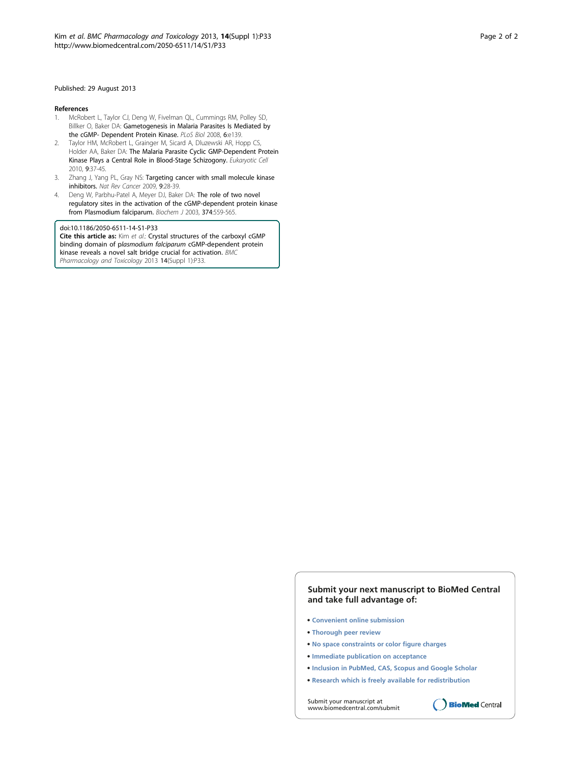Published: 29 August 2013

**References**

1. McRobert L, Taylor CJ, Deng W, Fivelman QL, Cummings RM, Polley SD, Billker O, Baker DA: **Gametogenesis in Malaria Parasites Is Mediated by the cGMP- Dependent Protein Kinase.** *PLoS Biol* 2008, **6**:e139.
2. Taylor HM, McRobert L, Grainger M, Sicard A, Dluzewski AR, Hopp CS, Holder AA, Baker DA: **The Malaria Parasite Cyclic GMP-Dependent Protein Kinase Plays a Central Role in Blood-Stage Schizogony.** *Eukaryotic Cell* 2010, **9**:37-45.
3. Zhang J, Yang PL, Gray NS: **Targeting cancer with small molecule kinase inhibitors.** *Nat Rev Cancer* 2009, **9**:28-39.
4. Deng W, Parbhu-Patel A, Meyer DJ, Baker DA: **The role of two novel regulatory sites in the activation of the cGMP-dependent protein kinase from Plasmodium falciparum.** *Biochem J* 2003, **374**:559-565.

doi:10.1186/2050-6511-14-S1-P33
**Cite this article as:** Kim *et al.*: **Crystal structures of the carboxyl cGMP binding domain of p*lasmodium falciparum* cGMP-dependent protein kinase reveals a novel salt bridge crucial for activation.** *BMC Pharmacology and Toxicology* 2013 **14**(Suppl 1):P33.

**Submit your next manuscript to BioMed Central and take full advantage of:**

- **Convenient online submission**
- **Thorough peer review**
- **No space constraints or color figure charges**
- **Immediate publication on acceptance**
- **Inclusion in PubMed, CAS, Scopus and Google Scholar**
- **Research which is freely available for redistribution**

Submit your manuscript at
www.biomedcentral.com/submit

BioMed Central